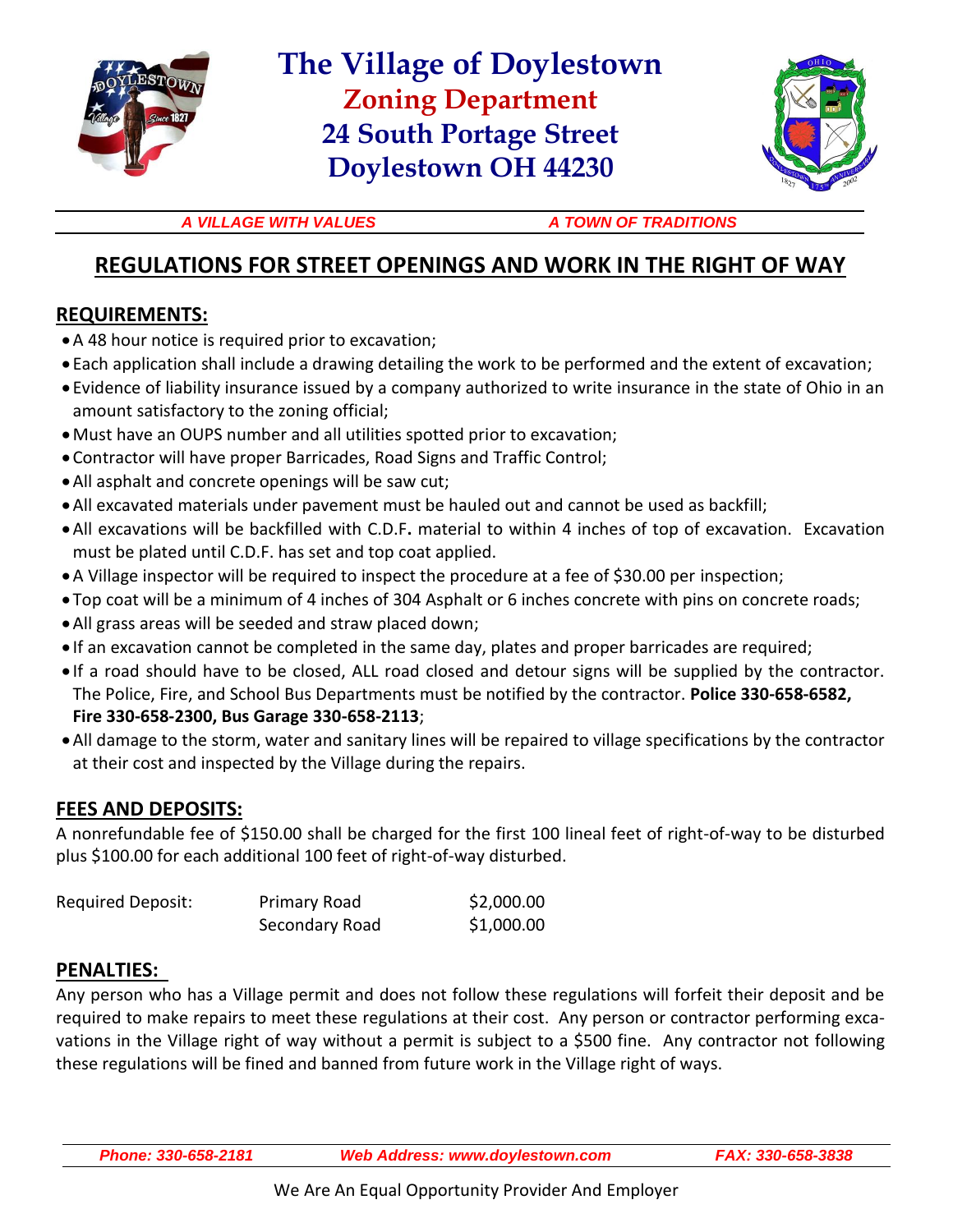# The Village of Doylestown

## Zoning Department

## 24 South Portage Street

## Doylestown OH 44230

*A VILLAGE WITH VALUES* *A TOWN OF TRADITIONS*

## REGULATIONS FOR STREET OPENINGS AND WORK IN THE RIGHT OF WAY

### REQUIREMENTS:

- A 48 hour notice is required prior to excavation;
- Each application shall include a drawing detailing the work to be performed and the extent of excavation;
- Evidence of liability insurance issued by a company authorized to write insurance in the state of Ohio in an amount satisfactory to the zoning official;
- Must have an OUPS number and all utilities spotted prior to excavation;
- Contractor will have proper Barricades, Road Signs and Traffic Control;
- All asphalt and concrete openings will be saw cut;
- All excavated materials under pavement must be hauled out and cannot be used as backfill;
- All excavations will be backfilled with C.D.F. material to within 4 inches of top of excavation. Excavation must be plated until C.D.F. has set and top coat applied.
- A Village inspector will be required to inspect the procedure at a fee of $30.00 per inspection;
- Top coat will be a minimum of 4 inches of 304 Asphalt or 6 inches concrete with pins on concrete roads;
- All grass areas will be seeded and straw placed down;
- If an excavation cannot be completed in the same day, plates and proper barricades are required;
- If a road should have to be closed, ALL road closed and detour signs will be supplied by the contractor. The Police, Fire, and School Bus Departments must be notified by the contractor. **Police 330-658-6582, Fire 330-658-2300, Bus Garage 330-658-2113**;
- All damage to the storm, water and sanitary lines will be repaired to village specifications by the contractor at their cost and inspected by the Village during the repairs.

### FEES AND DEPOSITS:

A nonrefundable fee of $150.00 shall be charged for the first 100 lineal feet of right-of-way to be disturbed plus $100.00 for each additional 100 feet of right-of-way disturbed.

| Required Deposit: | Primary Road | $2,000.00 |
|---|---|---|
| | Secondary Road | $1,000.00 |

### PENALTIES:

Any person who has a Village permit and does not follow these regulations will forfeit their deposit and be required to make repairs to meet these regulations at their cost. Any person or contractor performing excavations in the Village right of way without a permit is subject to a $500 fine. Any contractor not following these regulations will be fined and banned from future work in the Village right of ways.

*Phone: 330-658-2181* *Web Address: www.doylestown.com* *FAX: 330-658-3838*

We Are An Equal Opportunity Provider And Employer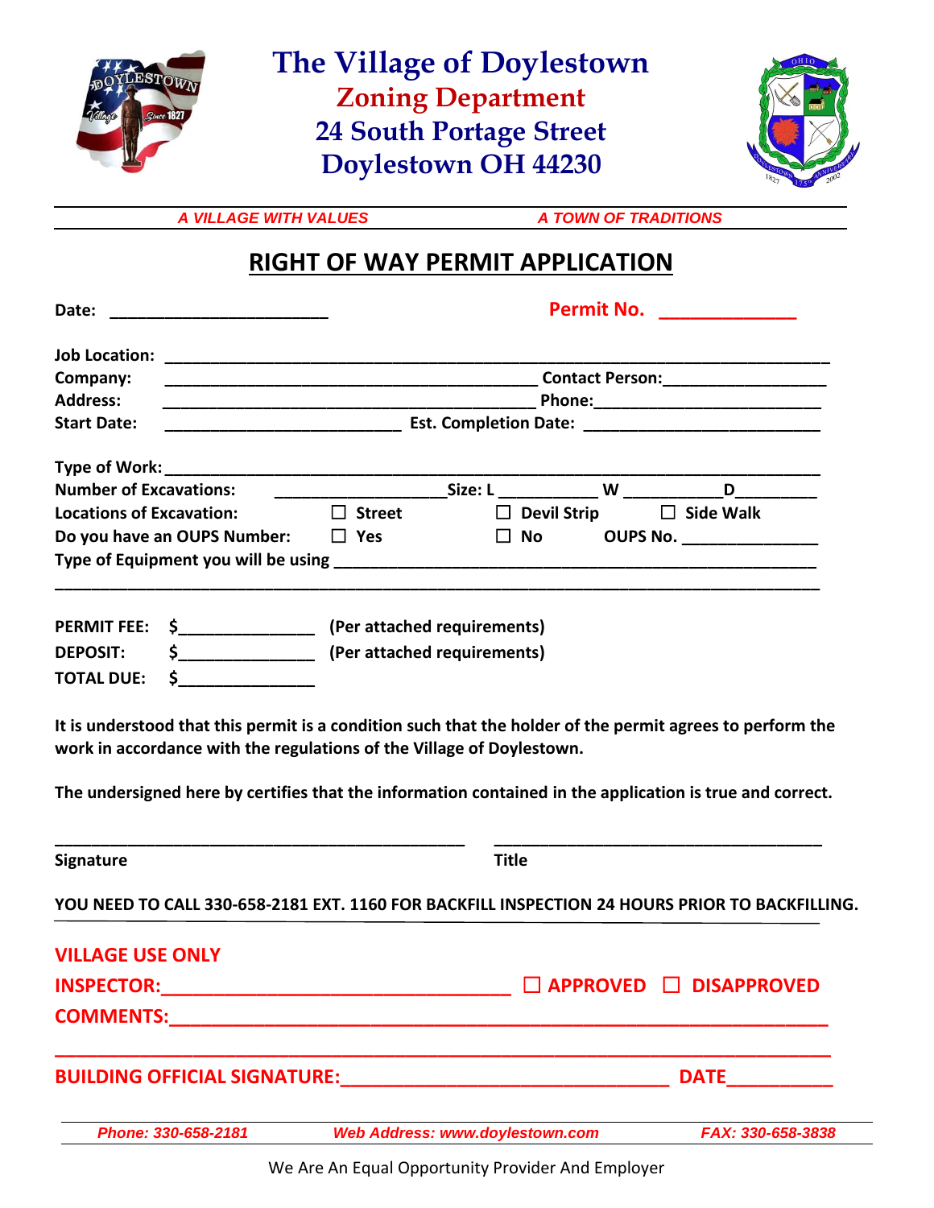# The Village of Doylestown
## Zoning Department
## 24 South Portage Street
## Doylestown OH 44230

*A VILLAGE WITH VALUES* *A TOWN OF TRADITIONS*

## RIGHT OF WAY PERMIT APPLICATION

**Date:** ________________________ **Permit No.** ____________

**Job Location:** ______________________________________________________________________

**Company:** ________________________________________ **Contact Person:** _________________

**Address:** ________________________________________ **Phone:** _________________________

**Start Date:** __________________________ **Est. Completion Date:** __________________________

**Type of Work:** _______________________________________________________________________

**Number of Excavations:** ___________________ **Size: L** __________ **W** __________ **D** ________

**Locations of Excavation:** ☐ **Street** ☐ **Devil Strip** ☐ **Side Walk**

**Do you have an OUPS Number:** ☐ **Yes** ☐ **No** **OUPS No.** _______________

**Type of Equipment you will be using** ________________________________________________________

_______________________________________________________________________________________

**PERMIT FEE:** $______________ **(Per attached requirements)**

**DEPOSIT:** $______________ **(Per attached requirements)**

**TOTAL DUE:** $______________

**It is understood that this permit is a condition such that the holder of the permit agrees to perform the work in accordance with the regulations of the Village of Doylestown.**

**The undersigned here by certifies that the information contained in the application is true and correct.**

_____________________________________________ ____________________________________

**Signature** **Title**

**YOU NEED TO CALL 330-658-2181 EXT. 1160 FOR BACKFILL INSPECTION 24 HOURS PRIOR TO BACKFILLING.**

**VILLAGE USE ONLY**

**INSPECTOR:** _________________________________ ☐ **APPROVED** ☐ **DISAPPROVED**

**COMMENTS:** ___________________________________________________________________

_______________________________________________________________________________

**BUILDING OFFICIAL SIGNATURE:** _____________________________ **DATE** __________

*Phone: 330-658-2181* *Web Address: www.doylestown.com* *FAX: 330-658-3838*

We Are An Equal Opportunity Provider And Employer